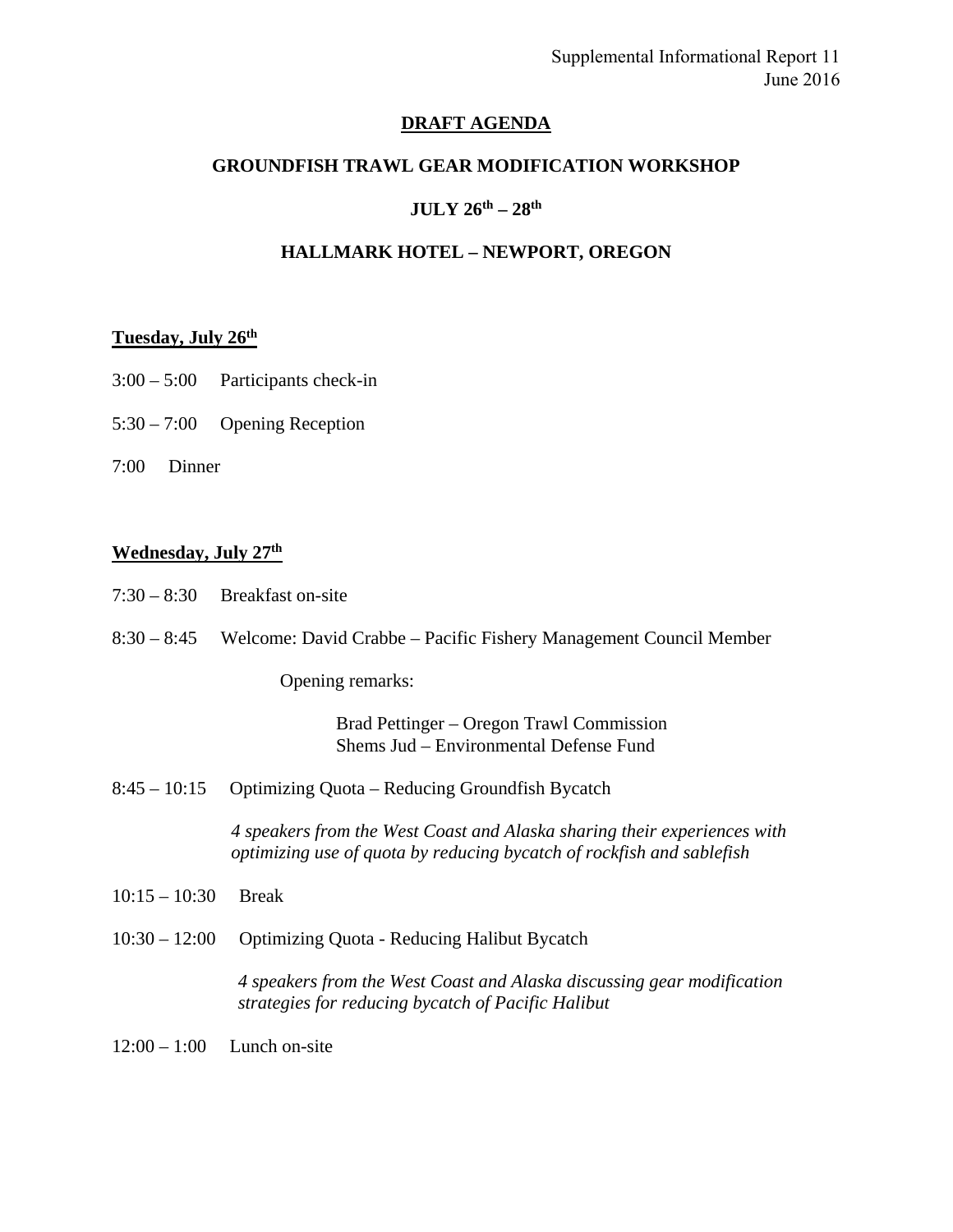Supplemental Informational Report 11
June 2016

# DRAFT AGENDA

## GROUNDFISH TRAWL GEAR MODIFICATION WORKSHOP

## JULY 26th – 28th

## HALLMARK HOTEL – NEWPORT, OREGON

### Tuesday, July 26th

3:00 – 5:00 Participants check-in

5:30 – 7:00 Opening Reception

7:00 Dinner

### Wednesday, July 27th

7:30 – 8:30 Breakfast on-site

8:30 – 8:45 Welcome: David Crabbe – Pacific Fishery Management Council Member

Opening remarks:

Brad Pettinger – Oregon Trawl Commission
Shems Jud – Environmental Defense Fund

8:45 – 10:15 Optimizing Quota – Reducing Groundfish Bycatch

*4 speakers from the West Coast and Alaska sharing their experiences with optimizing use of quota by reducing bycatch of rockfish and sablefish*

10:15 – 10:30 Break

10:30 – 12:00 Optimizing Quota - Reducing Halibut Bycatch

*4 speakers from the West Coast and Alaska discussing gear modification strategies for reducing bycatch of Pacific Halibut*

12:00 – 1:00 Lunch on-site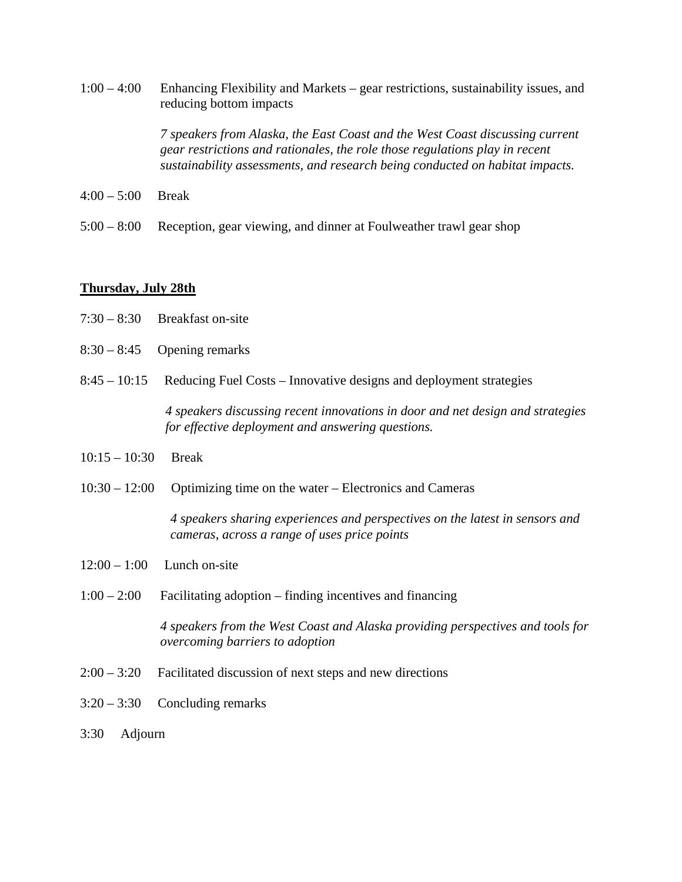1:00 – 4:00 Enhancing Flexibility and Markets – gear restrictions, sustainability issues, and reducing bottom impacts

*7 speakers from Alaska, the East Coast and the West Coast discussing current gear restrictions and rationales, the role those regulations play in recent sustainability assessments, and research being conducted on habitat impacts.*

4:00 – 5:00 Break

5:00 – 8:00 Reception, gear viewing, and dinner at Foulweather trawl gear shop

**Thursday, July 28th**

7:30 – 8:30 Breakfast on-site

8:30 – 8:45 Opening remarks

8:45 – 10:15 Reducing Fuel Costs – Innovative designs and deployment strategies

*4 speakers discussing recent innovations in door and net design and strategies for effective deployment and answering questions.*

10:15 – 10:30 Break

10:30 – 12:00 Optimizing time on the water – Electronics and Cameras

*4 speakers sharing experiences and perspectives on the latest in sensors and cameras, across a range of uses price points*

12:00 – 1:00 Lunch on-site

1:00 – 2:00 Facilitating adoption – finding incentives and financing

*4 speakers from the West Coast and Alaska providing perspectives and tools for overcoming barriers to adoption*

2:00 – 3:20 Facilitated discussion of next steps and new directions

3:20 – 3:30 Concluding remarks

3:30 Adjourn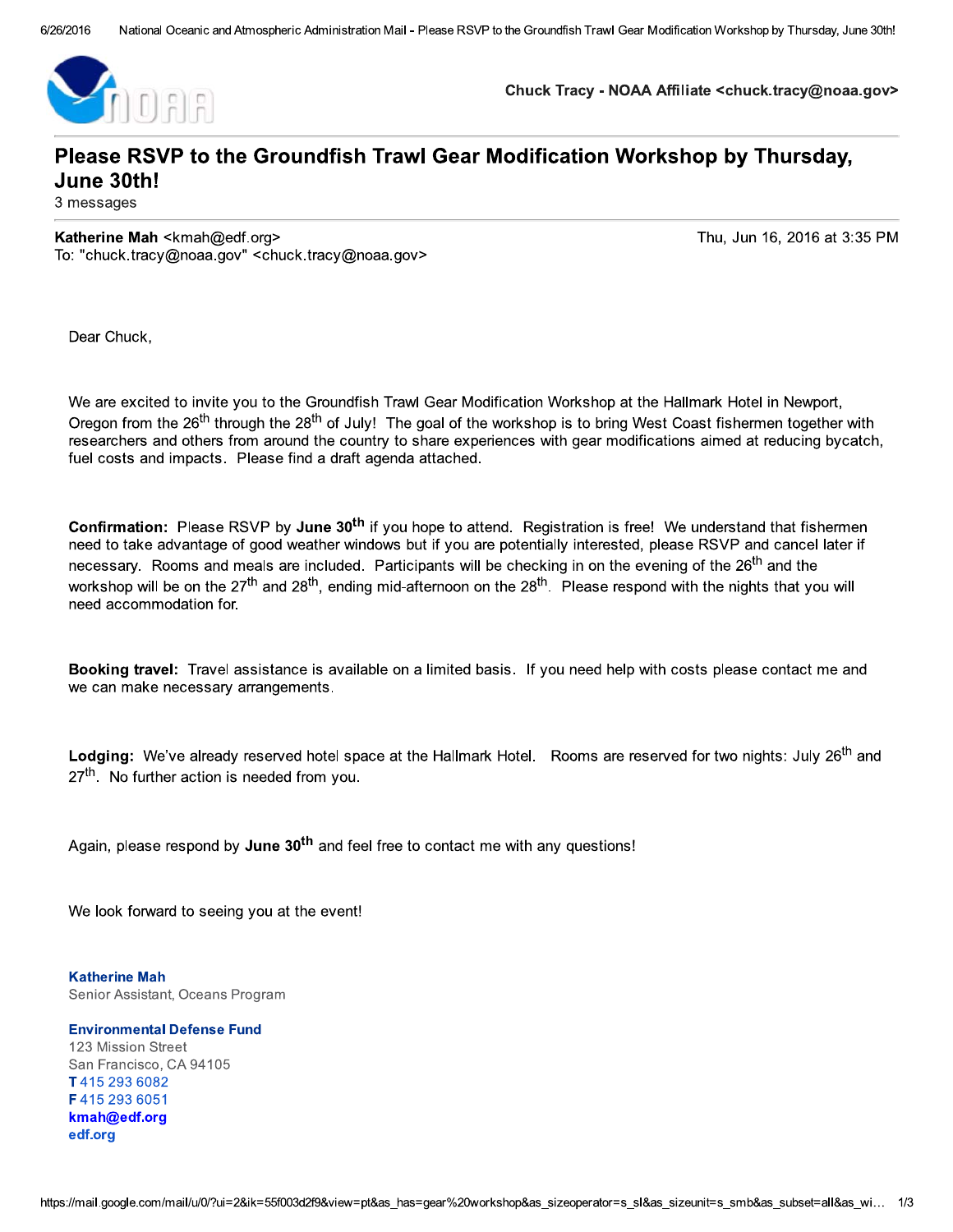Chuck Tracy - NOAA Affiliate <chuck.tracy@noaa.gov>

# Please RSVP to the Groundfish Trawl Gear Modification Workshop by Thursday, June 30th!

3 messages

**Katherine Mah** <kmah@edf.org>
To: "chuck.tracy@noaa.gov" <chuck.tracy@noaa.gov>

Thu, Jun 16, 2016 at 3:35 PM

Dear Chuck,

We are excited to invite you to the Groundfish Trawl Gear Modification Workshop at the Hallmark Hotel in Newport, Oregon from the 26th through the 28th of July! The goal of the workshop is to bring West Coast fishermen together with researchers and others from around the country to share experiences with gear modifications aimed at reducing bycatch, fuel costs and impacts. Please find a draft agenda attached.

**Confirmation:** Please RSVP by **June 30th** if you hope to attend. Registration is free! We understand that fishermen need to take advantage of good weather windows but if you are potentially interested, please RSVP and cancel later if necessary. Rooms and meals are included. Participants will be checking in on the evening of the 26th and the workshop will be on the 27th and 28th, ending mid-afternoon on the 28th. Please respond with the nights that you will need accommodation for.

**Booking travel:** Travel assistance is available on a limited basis. If you need help with costs please contact me and we can make necessary arrangements.

**Lodging:** We've already reserved hotel space at the Hallmark Hotel. Rooms are reserved for two nights: July 26th and 27th. No further action is needed from you.

Again, please respond by **June 30th** and feel free to contact me with any questions!

We look forward to seeing you at the event!

**Katherine Mah**
Senior Assistant, Oceans Program

**Environmental Defense Fund**
123 Mission Street
San Francisco, CA 94105
**T** 415 293 6082
**F** 415 293 6051
**kmah@edf.org**
**edf.org**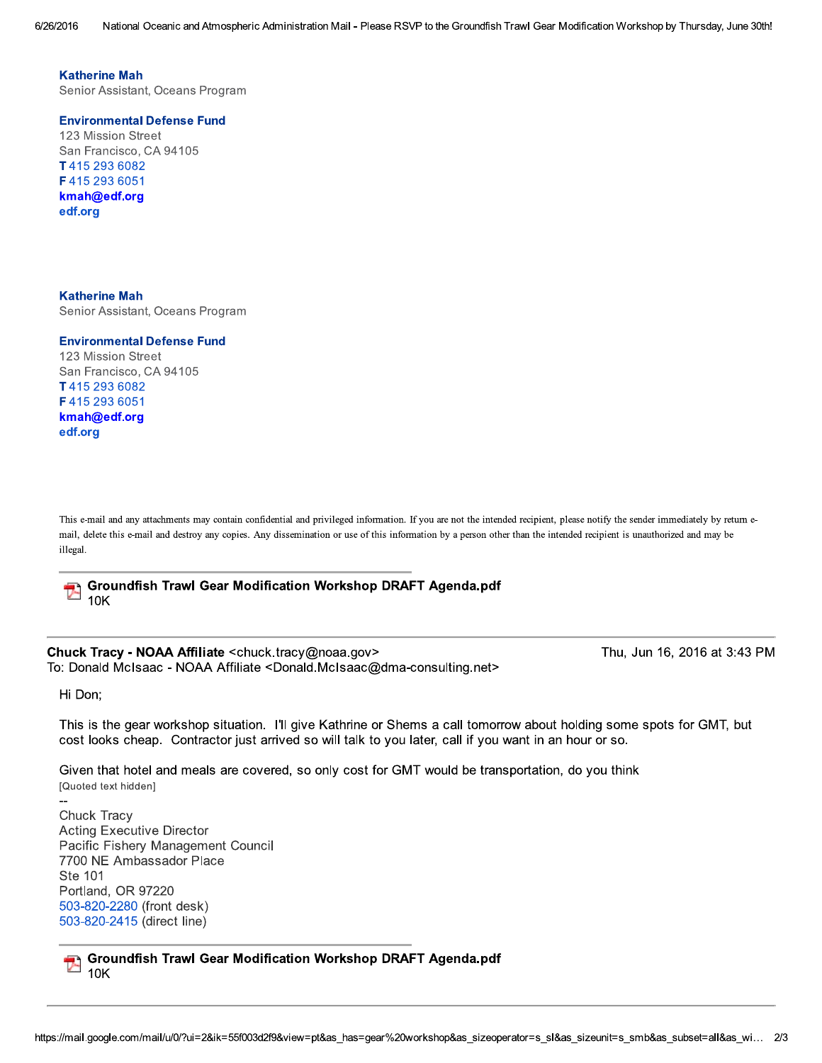**Katherine Mah**
Senior Assistant, Oceans Program

**Environmental Defense Fund**
123 Mission Street
San Francisco, CA 94105
**T** 415 293 6082
**F** 415 293 6051
**kmah@edf.org**
**edf.org**

**Katherine Mah**
Senior Assistant, Oceans Program

**Environmental Defense Fund**
123 Mission Street
San Francisco, CA 94105
**T** 415 293 6082
**F** 415 293 6051
**kmah@edf.org**
**edf.org**

This e-mail and any attachments may contain confidential and privileged information. If you are not the intended recipient, please notify the sender immediately by return e-mail, delete this e-mail and destroy any copies. Any dissemination or use of this information by a person other than the intended recipient is unauthorized and may be illegal.

**Groundfish Trawl Gear Modification Workshop DRAFT Agenda.pdf**
10K

---

**Chuck Tracy - NOAA Affiliate** <chuck.tracy@noaa.gov> Thu, Jun 16, 2016 at 3:43 PM
To: Donald McIsaac - NOAA Affiliate <Donald.McIsaac@dma-consulting.net>

Hi Don;

This is the gear workshop situation. I'll give Kathrine or Shems a call tomorrow about holding some spots for GMT, but cost looks cheap. Contractor just arrived so will talk to you later, call if you want in an hour or so.

Given that hotel and meals are covered, so only cost for GMT would be transportation, do you think
[Quoted text hidden]
--
Chuck Tracy
Acting Executive Director
Pacific Fishery Management Council
7700 NE Ambassador Place
Ste 101
Portland, OR 97220
503-820-2280 (front desk)
503-820-2415 (direct line)

**Groundfish Trawl Gear Modification Workshop DRAFT Agenda.pdf**
10K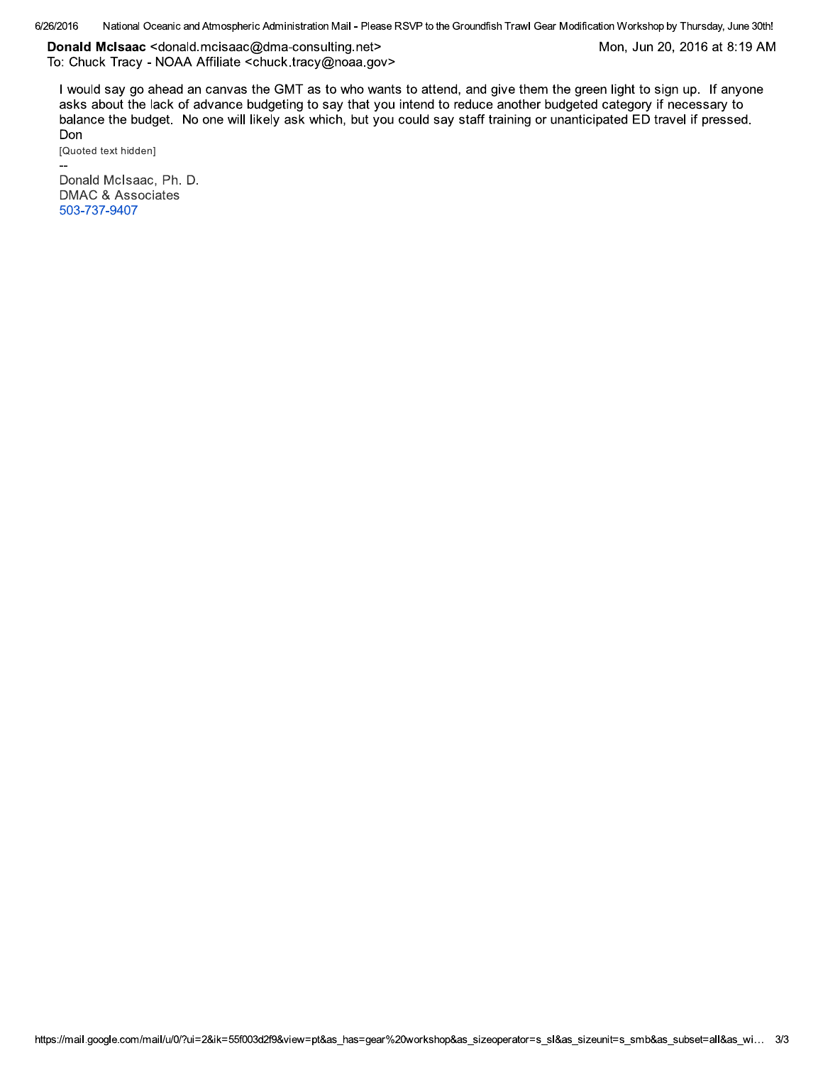**Donald McIsaac** <donald.mcisaac@dma-consulting.net>
To: Chuck Tracy - NOAA Affiliate <chuck.tracy@noaa.gov>

Mon, Jun 20, 2016 at 8:19 AM

I would say go ahead an canvas the GMT as to who wants to attend, and give them the green light to sign up. If anyone asks about the lack of advance budgeting to say that you intend to reduce another budgeted category if necessary to balance the budget. No one will likely ask which, but you could say staff training or unanticipated ED travel if pressed.
Don

[Quoted text hidden]

--
Donald McIsaac, Ph. D.
DMAC & Associates
503-737-9407